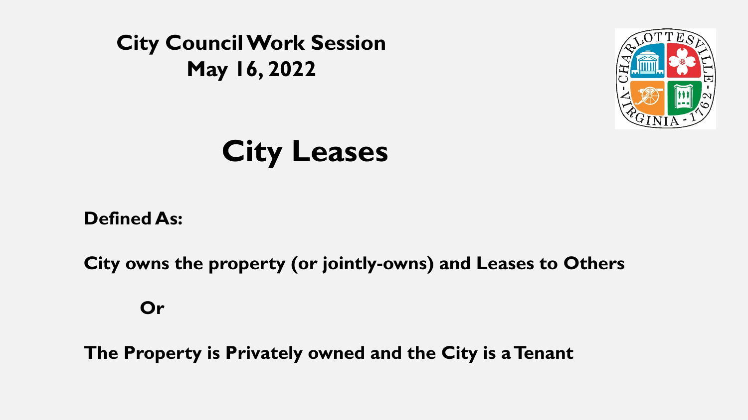**City Council Work Session**
**May 16, 2022**

# City Leases

**Defined As:**

**City owns the property (or jointly-owns) and Leases to Others**

**Or**

**The Property is Privately owned and the City is a Tenant**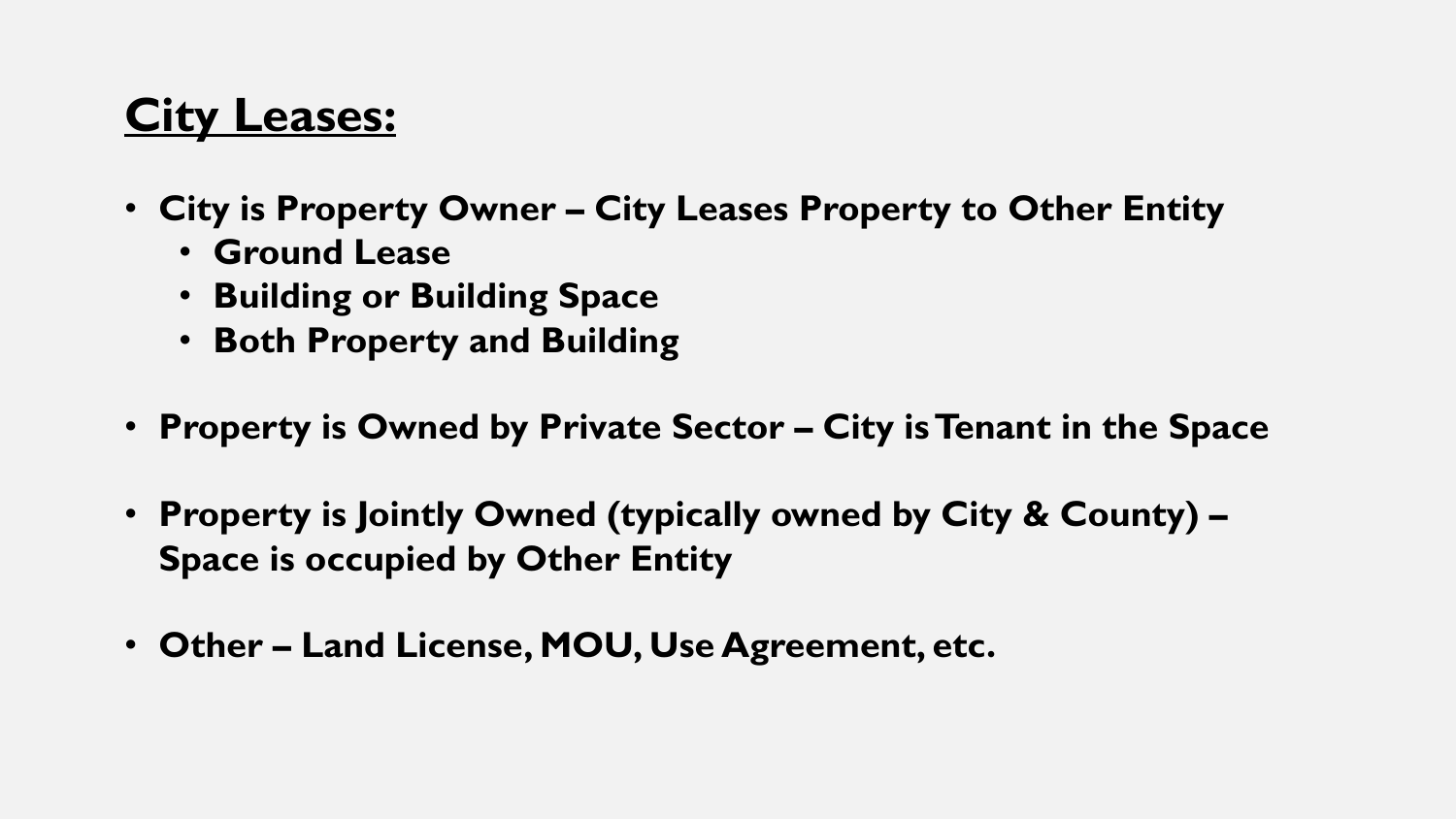## City Leases:

- **City is Property Owner – City Leases Property to Other Entity**
  - **Ground Lease**
  - **Building or Building Space**
  - **Both Property and Building**

- **Property is Owned by Private Sector – City is Tenant in the Space**

- **Property is Jointly Owned (typically owned by City & County) – Space is occupied by Other Entity**

- **Other – Land License, MOU, Use Agreement, etc.**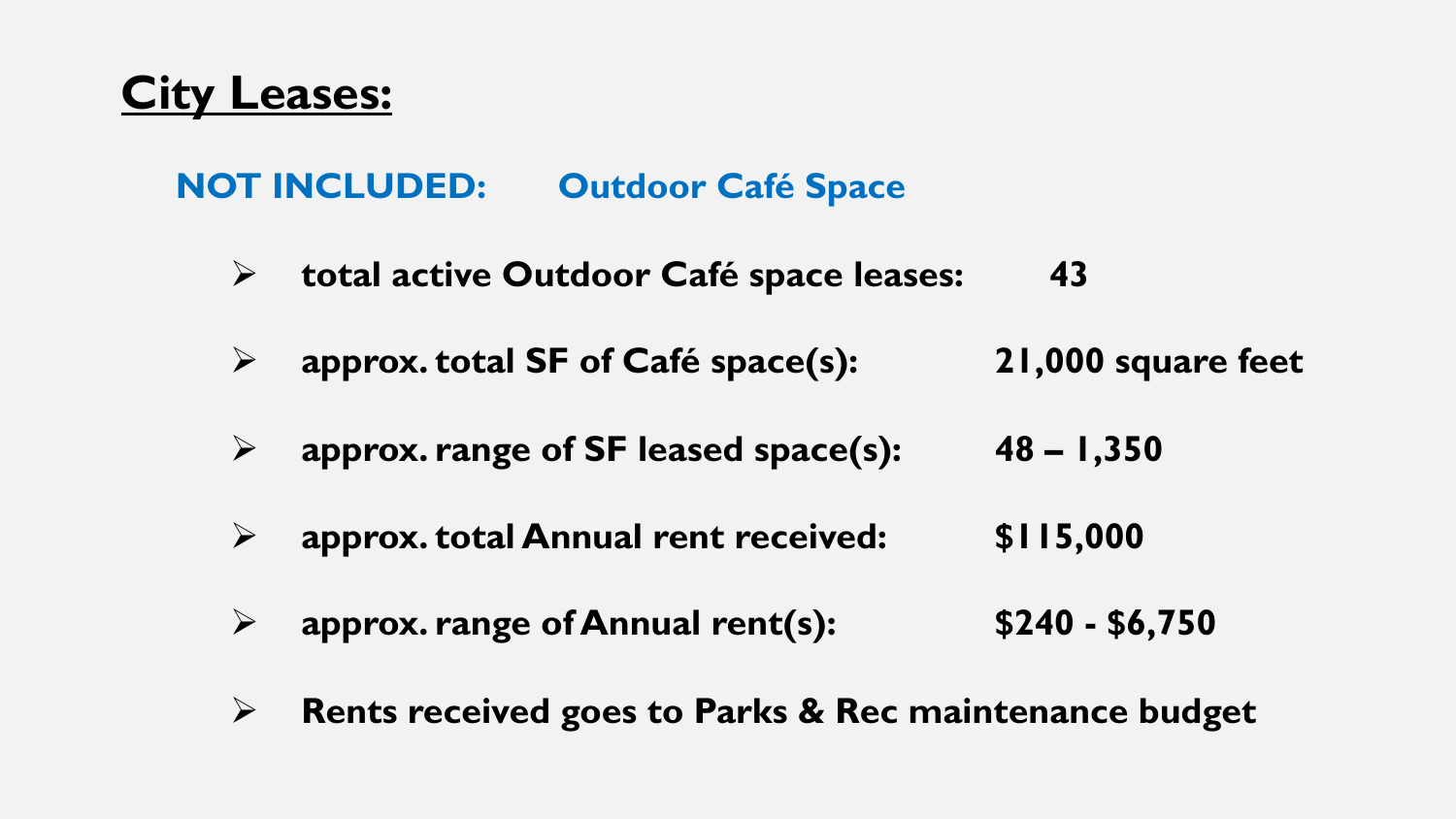# City Leases:

**NOT INCLUDED: Outdoor Café Space**

- **total active Outdoor Café space leases: 43**
- **approx. total SF of Café space(s): 21,000 square feet**
- **approx. range of SF leased space(s): 48 – 1,350**
- **approx. total Annual rent received: $115,000**
- **approx. range of Annual rent(s): $240 - $6,750**
- **Rents received goes to Parks & Rec maintenance budget**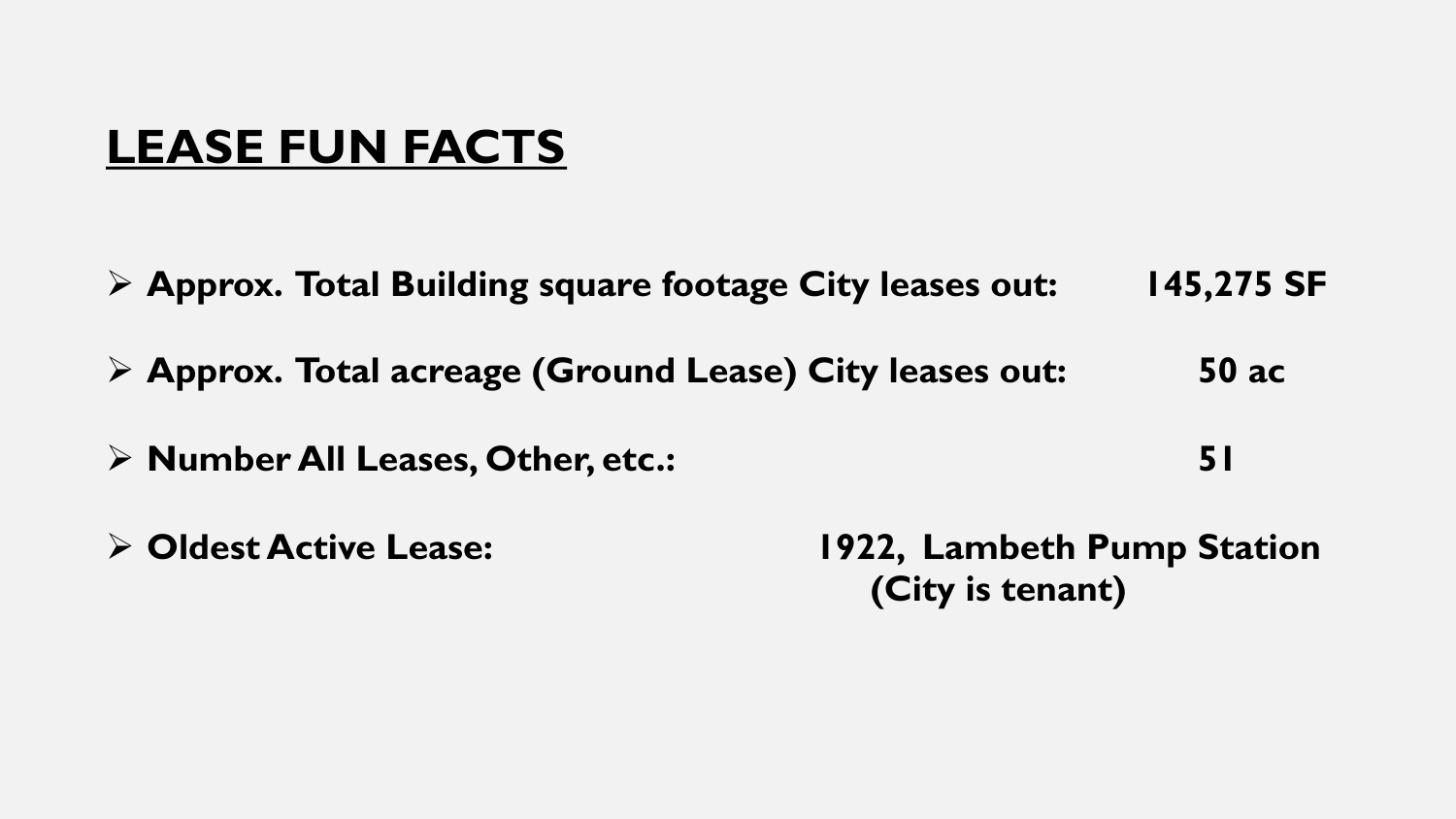# LEASE FUN FACTS

- **Approx. Total Building square footage City leases out: 145,275 SF**
- **Approx. Total acreage (Ground Lease) City leases out: 50 ac**
- **Number All Leases, Other, etc.: 51**
- **Oldest Active Lease: 1922, Lambeth Pump Station (City is tenant)**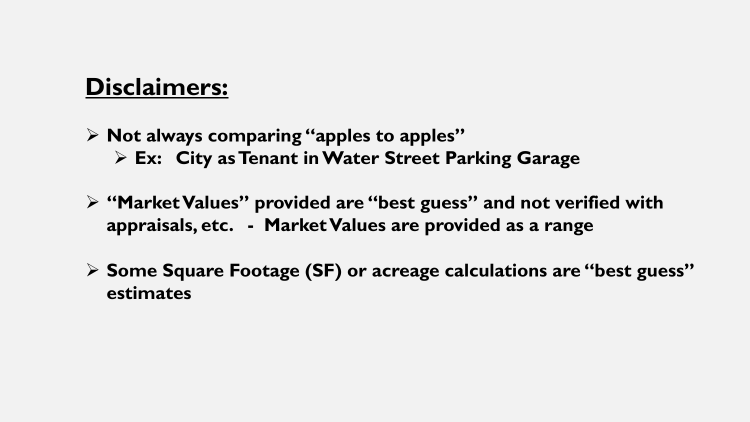## **Disclaimers:**

- **Not always comparing "apples to apples"**
  - **Ex: City as Tenant in Water Street Parking Garage**
- **"Market Values" provided are "best guess" and not verified with appraisals, etc. - Market Values are provided as a range**
- **Some Square Footage (SF) or acreage calculations are "best guess" estimates**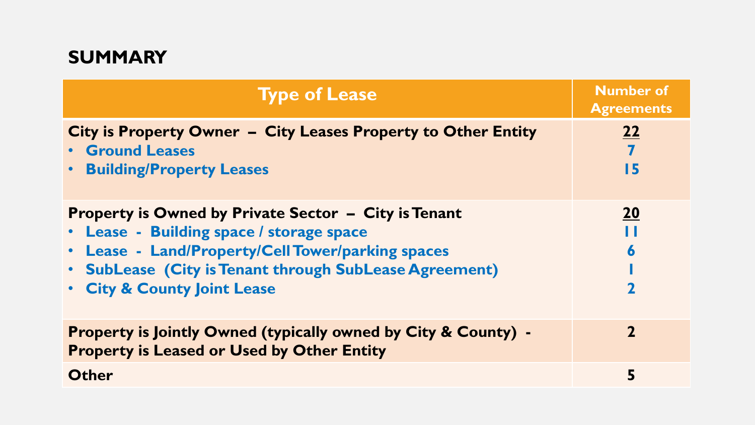## SUMMARY

| Type of Lease | Number of Agreements |
|---|---|
| **City is Property Owner – City Leases Property to Other Entity** | **<u>22</u>** |
| • Ground Leases | 7 |
| • Building/Property Leases | 15 |
| **Property is Owned by Private Sector – City is Tenant** | **<u>20</u>** |
| • Lease - Building space / storage space | 11 |
| • Lease - Land/Property/Cell Tower/parking spaces | 6 |
| • SubLease (City is Tenant through SubLease Agreement) | 1 |
| • City & County Joint Lease | 2 |
| **Property is Jointly Owned (typically owned by City & County) - Property is Leased or Used by Other Entity** | **2** |
| **Other** | **5** |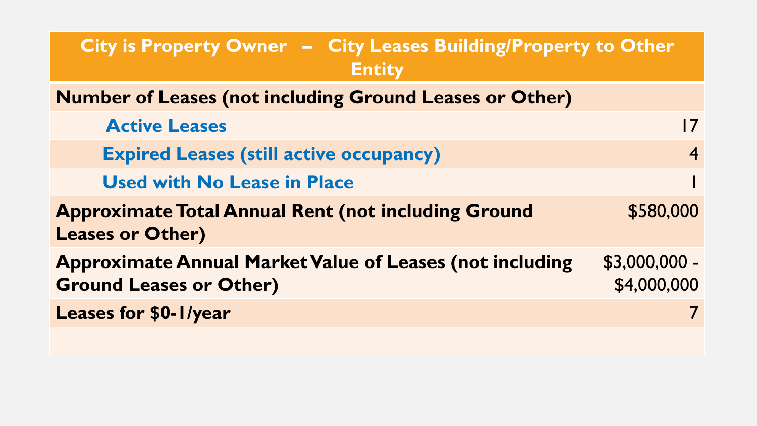| City is Property Owner – City Leases Building/Property to Other Entity | |
|---|---|
| **Number of Leases (not including Ground Leases or Other)** | |
| Active Leases | 17 |
| Expired Leases (still active occupancy) | 4 |
| Used with No Lease in Place | 1 |
| **Approximate Total Annual Rent (not including Ground Leases or Other)** | $580,000 |
| **Approximate Annual Market Value of Leases (not including Ground Leases or Other)** | $3,000,000 - $4,000,000 |
| **Leases for $0-1/year** | 7 |
| | |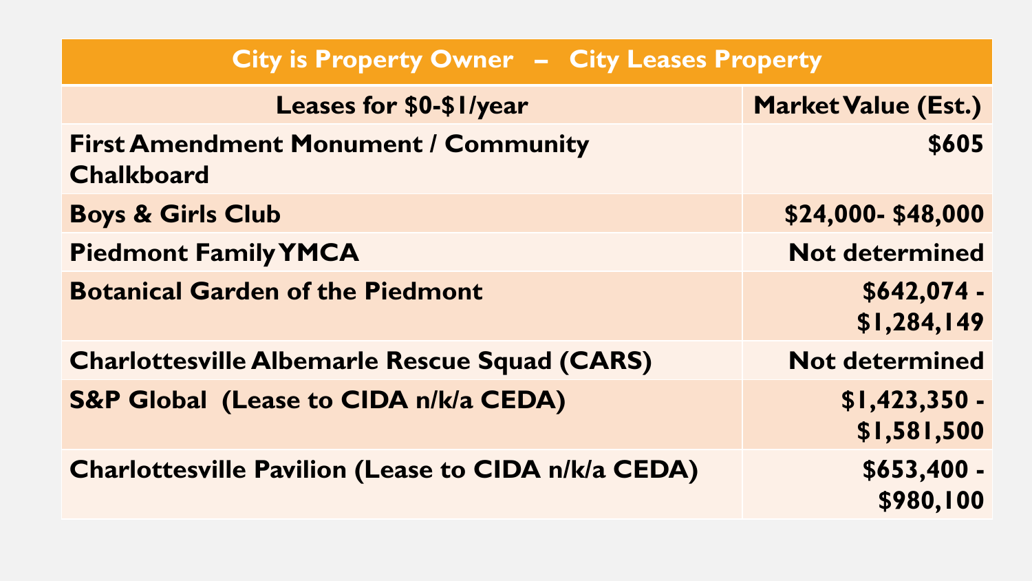| City is Property Owner – City Leases Property | |
|---|---|
| **Leases for $0-$1/year** | **Market Value (Est.)** |
| **First Amendment Monument / Community Chalkboard** | **$605** |
| **Boys & Girls Club** | **$24,000- $48,000** |
| **Piedmont Family YMCA** | **Not determined** |
| **Botanical Garden of the Piedmont** | **$642,074 - $1,284,149** |
| **Charlottesville Albemarle Rescue Squad (CARS)** | **Not determined** |
| **S&P Global (Lease to CIDA n/k/a CEDA)** | **$1,423,350 - $1,581,500** |
| **Charlottesville Pavilion (Lease to CIDA n/k/a CEDA)** | **$653,400 - $980,100** |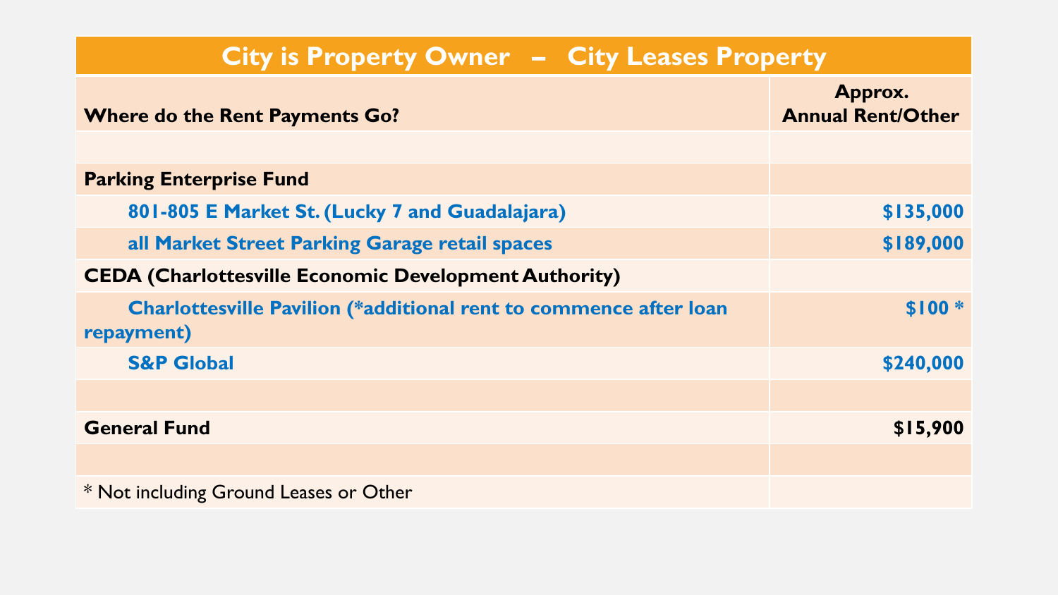| City is Property Owner – City Leases Property | |
|---|---|
| **Where do the Rent Payments Go?** | **Approx. Annual Rent/Other** |
| | |
| **Parking Enterprise Fund** | |
| **801-805 E Market St. (Lucky 7 and Guadalajara)** | **$135,000** |
| **all Market Street Parking Garage retail spaces** | **$189,000** |
| **CEDA (Charlottesville Economic Development Authority)** | |
| **Charlottesville Pavilion (*additional rent to commence after loan repayment)** | **$100 *** |
| **S&P Global** | **$240,000** |
| | |
| **General Fund** | **$15,900** |
| | |
| * Not including Ground Leases or Other | |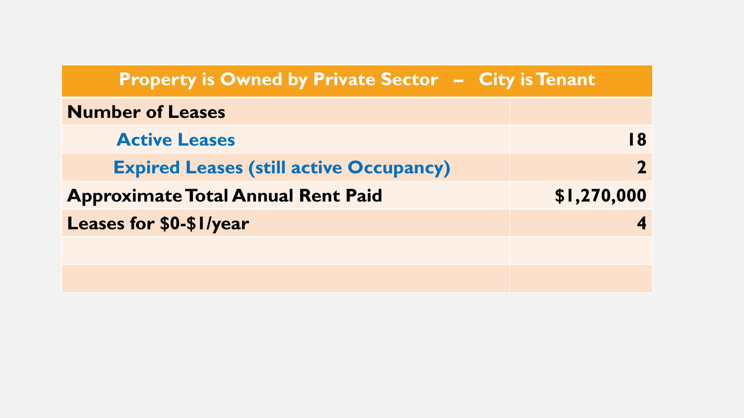| Property is Owned by Private Sector – City is Tenant | |
|---|---|
| **Number of Leases** | |
| Active Leases | **18** |
| Expired Leases (still active Occupancy) | **2** |
| **Approximate Total Annual Rent Paid** | **$1,270,000** |
| **Leases for $0-$1/year** | **4** |
| | |
| | |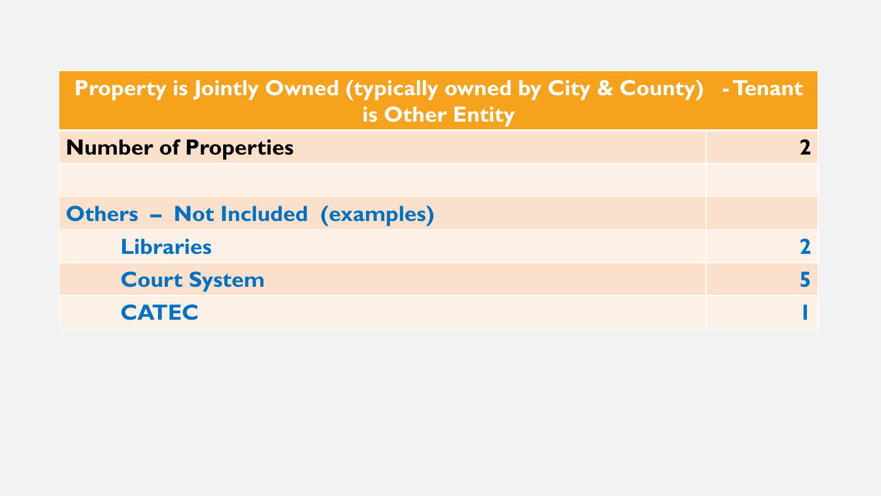| Property is Jointly Owned (typically owned by City & County) - Tenant is Other Entity | |
|---|---|
| **Number of Properties** | **2** |
| | |
| **Others – Not Included (examples)** | |
| **Libraries** | **2** |
| **Court System** | **5** |
| **CATEC** | **1** |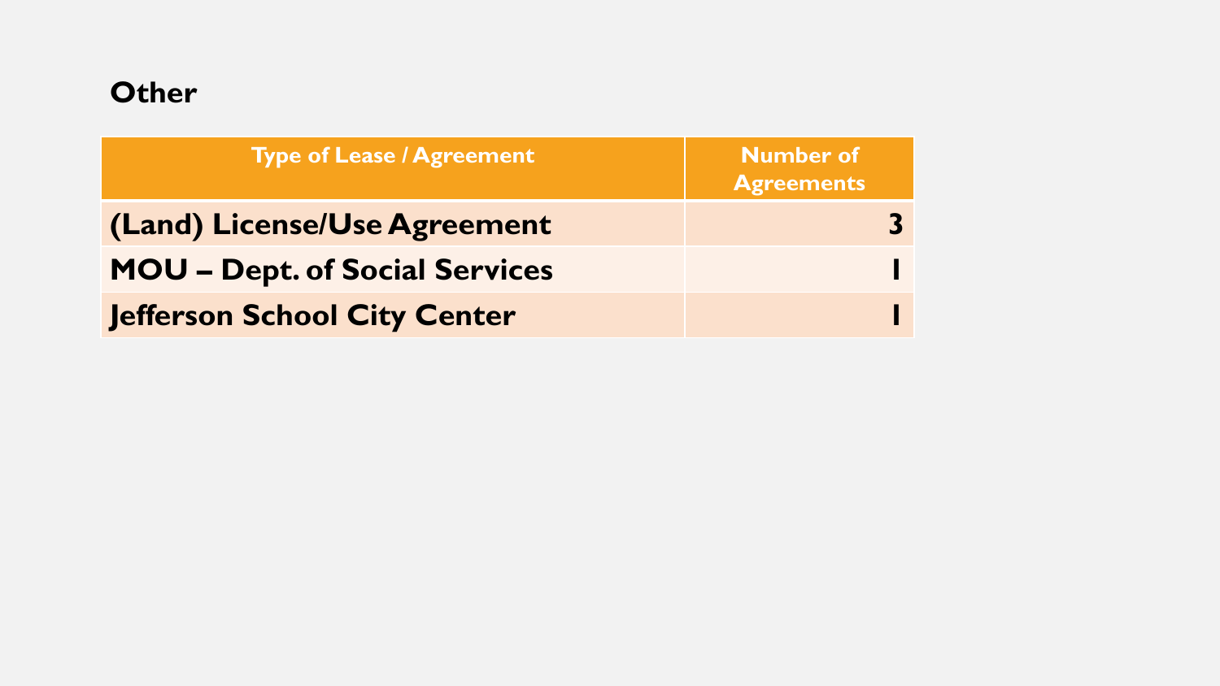## Other

| Type of Lease / Agreement | Number of Agreements |
|---|---|
| **(Land) License/Use Agreement** | **3** |
| **MOU – Dept. of Social Services** | **1** |
| **Jefferson School City Center** | **1** |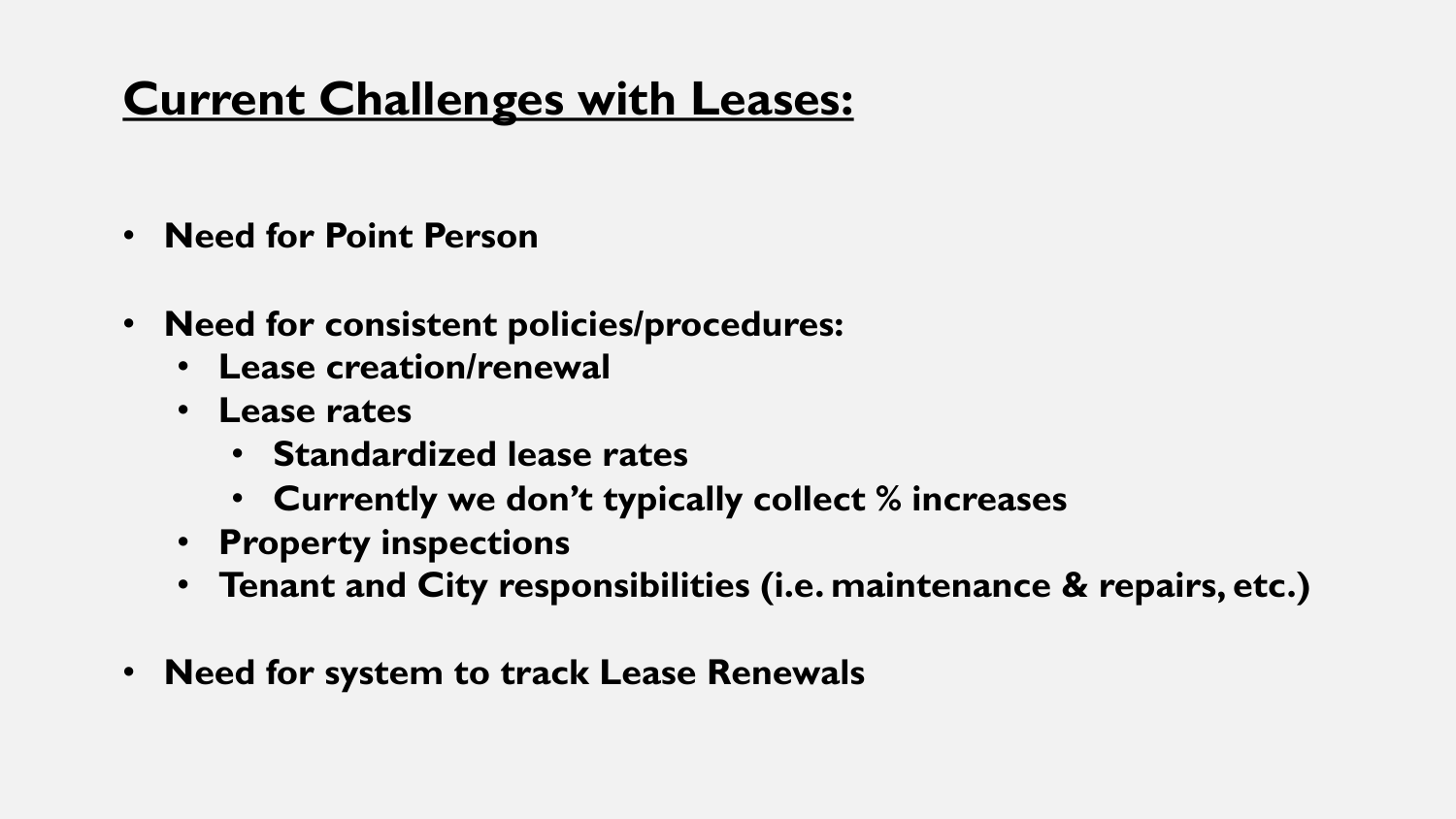# Current Challenges with Leases:

- **Need for Point Person**
- **Need for consistent policies/procedures:**
  - **Lease creation/renewal**
  - **Lease rates**
    - **Standardized lease rates**
    - **Currently we don't typically collect % increases**
  - **Property inspections**
  - **Tenant and City responsibilities (i.e. maintenance & repairs, etc.)**
- **Need for system to track Lease Renewals**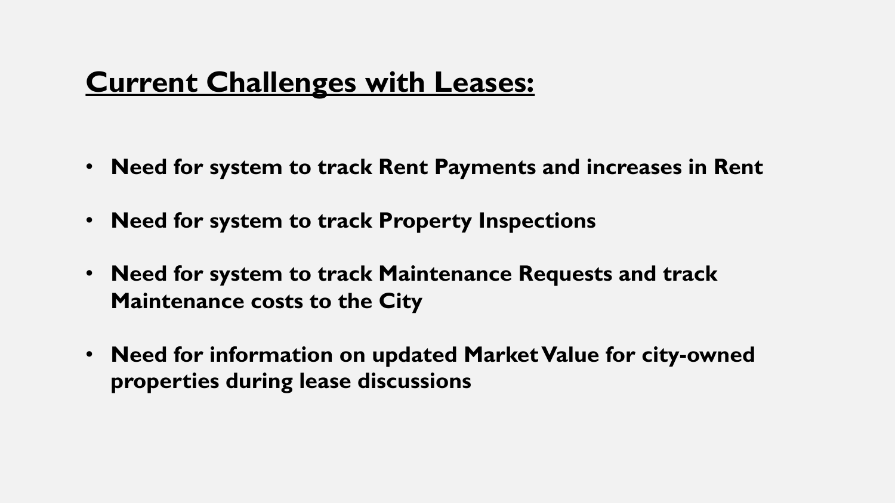## Current Challenges with Leases:

- **Need for system to track Rent Payments and increases in Rent**
- **Need for system to track Property Inspections**
- **Need for system to track Maintenance Requests and track Maintenance costs to the City**
- **Need for information on updated Market Value for city-owned properties during lease discussions**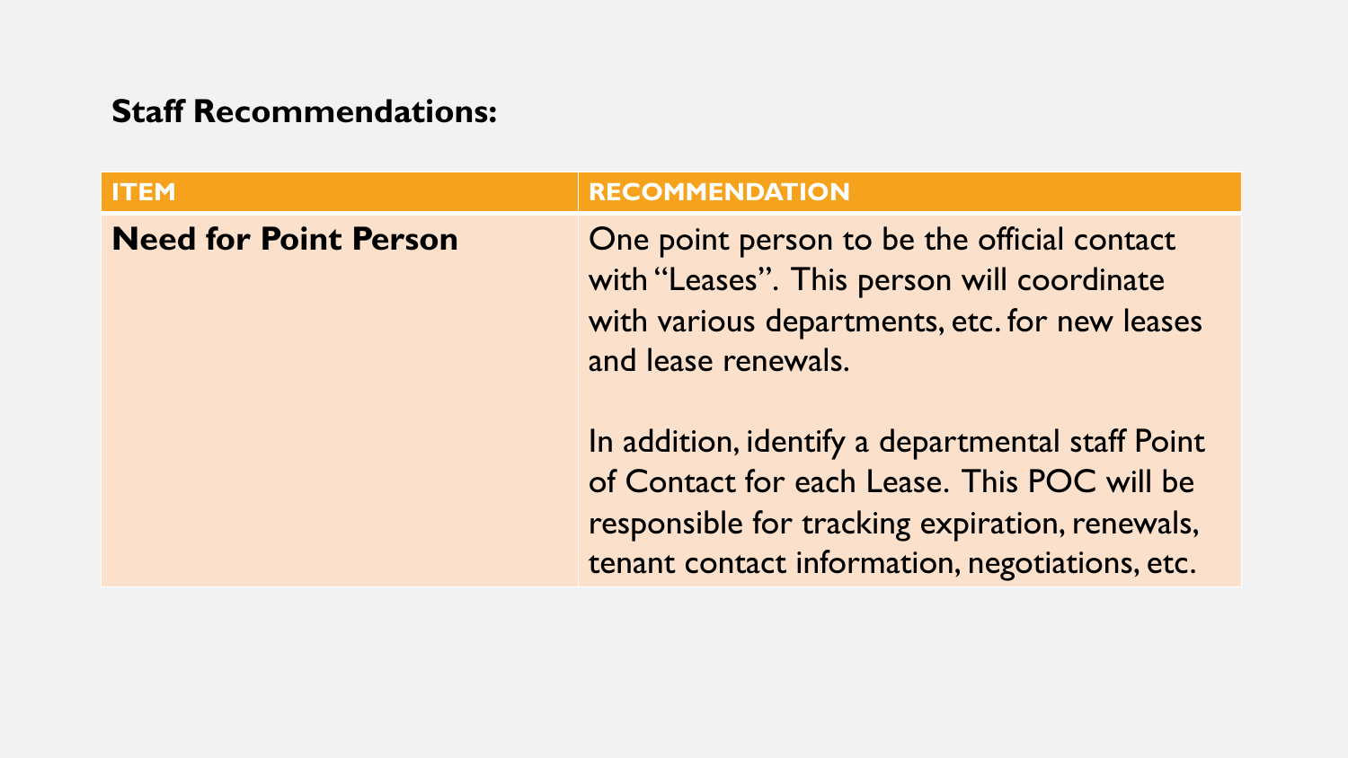**Staff Recommendations:**

| ITEM | RECOMMENDATION |
|---|---|
| **Need for Point Person** | One point person to be the official contact with "Leases". This person will coordinate with various departments, etc. for new leases and lease renewals.<br><br>In addition, identify a departmental staff Point of Contact for each Lease. This POC will be responsible for tracking expiration, renewals, tenant contact information, negotiations, etc. |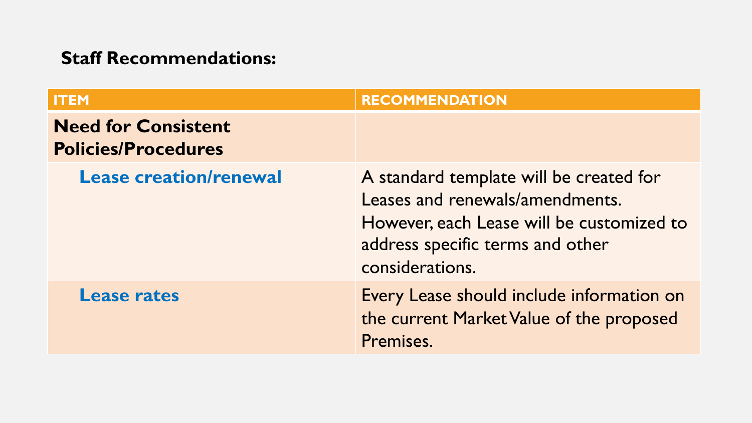**Staff Recommendations:**

| ITEM | RECOMMENDATION |
|---|---|
| **Need for Consistent Policies/Procedures** | |
| **Lease creation/renewal** | A standard template will be created for Leases and renewals/amendments. However, each Lease will be customized to address specific terms and other considerations. |
| **Lease rates** | Every Lease should include information on the current Market Value of the proposed Premises. |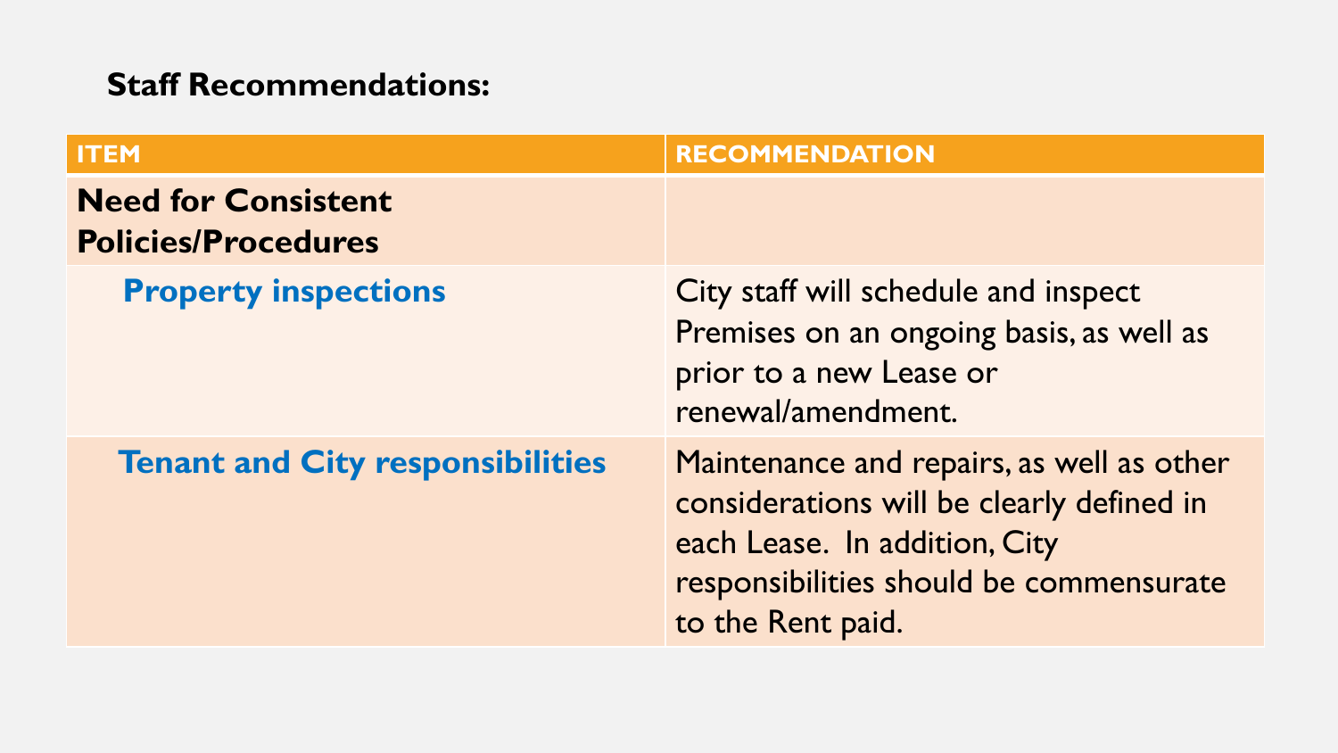**Staff Recommendations:**

| ITEM | RECOMMENDATION |
| --- | --- |
| **Need for Consistent Policies/Procedures** | |
| **Property inspections** | City staff will schedule and inspect Premises on an ongoing basis, as well as prior to a new Lease or renewal/amendment. |
| **Tenant and City responsibilities** | Maintenance and repairs, as well as other considerations will be clearly defined in each Lease. In addition, City responsibilities should be commensurate to the Rent paid. |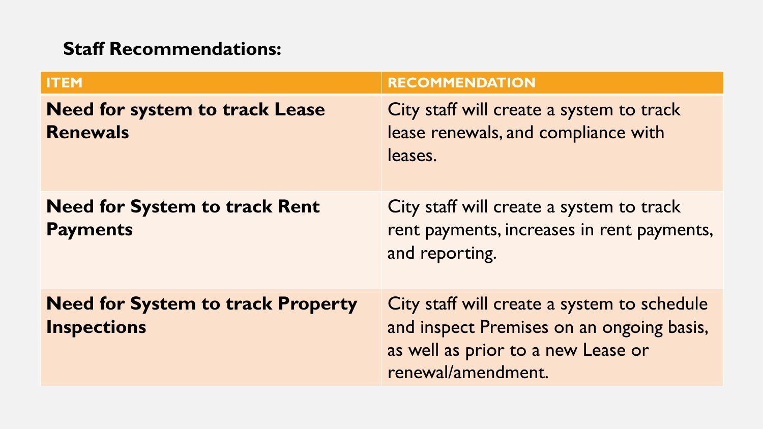**Staff Recommendations:**

| ITEM | RECOMMENDATION |
| --- | --- |
| **Need for system to track Lease Renewals** | City staff will create a system to track lease renewals, and compliance with leases. |
| **Need for System to track Rent Payments** | City staff will create a system to track rent payments, increases in rent payments, and reporting. |
| **Need for System to track Property Inspections** | City staff will create a system to schedule and inspect Premises on an ongoing basis, as well as prior to a new Lease or renewal/amendment. |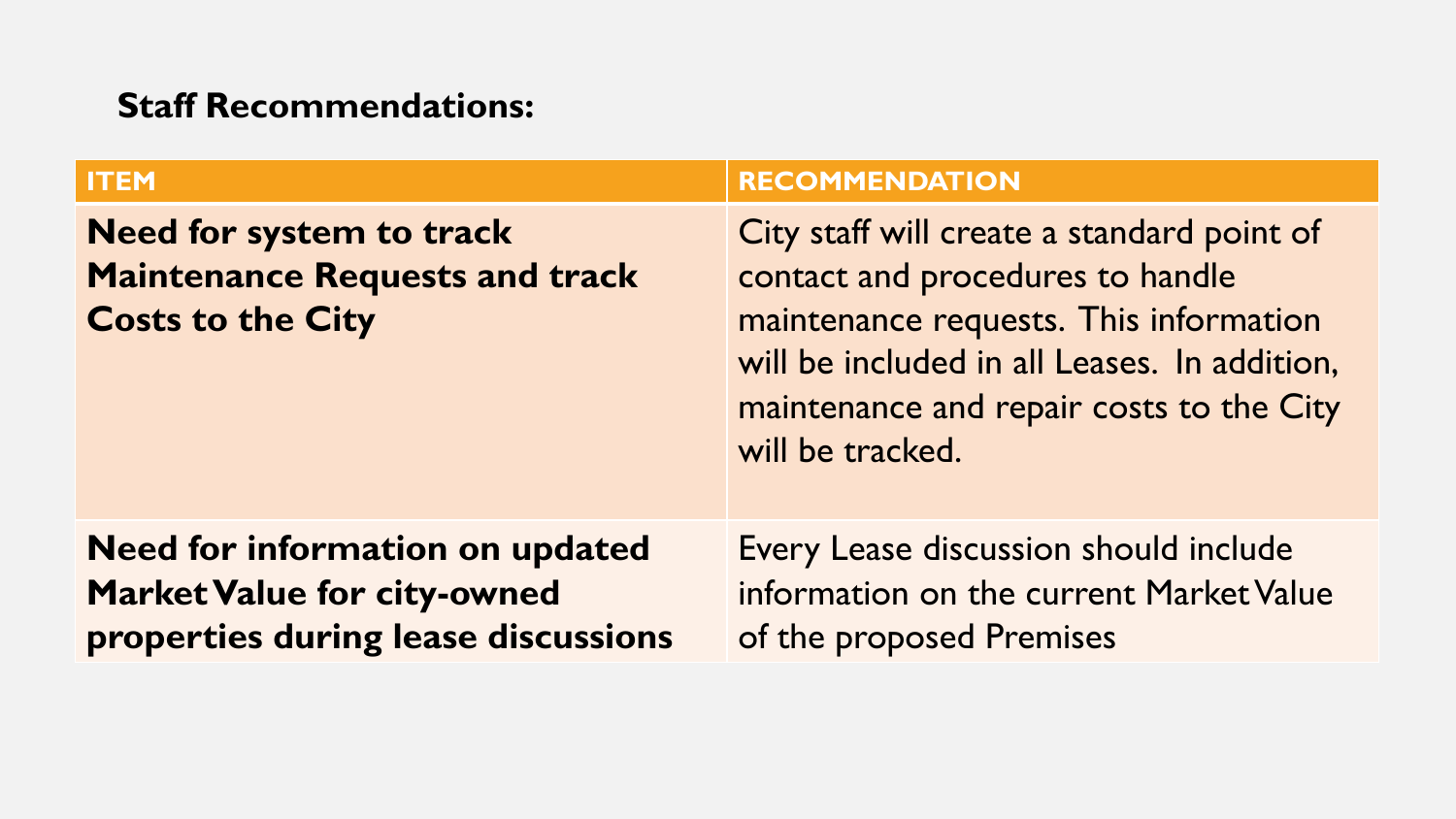**Staff Recommendations:**

| ITEM | RECOMMENDATION |
|---|---|
| **Need for system to track Maintenance Requests and track Costs to the City** | City staff will create a standard point of contact and procedures to handle maintenance requests. This information will be included in all Leases. In addition, maintenance and repair costs to the City will be tracked. |
| **Need for information on updated Market Value for city-owned properties during lease discussions** | Every Lease discussion should include information on the current Market Value of the proposed Premises |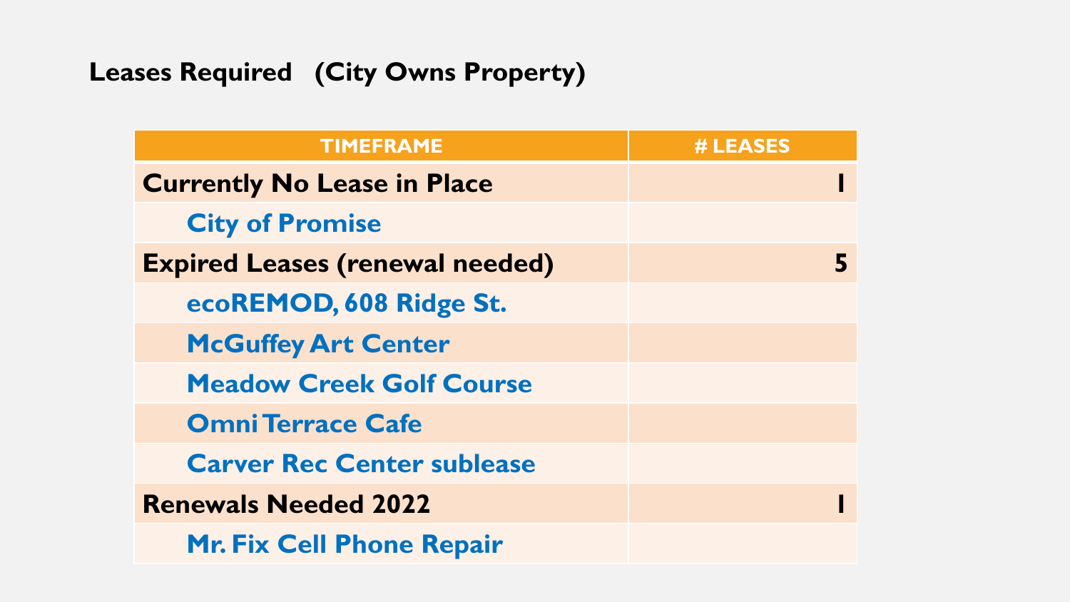## Leases Required (City Owns Property)

| TIMEFRAME | # LEASES |
|---|---|
| **Currently No Lease in Place** | **1** |
| City of Promise | |
| **Expired Leases (renewal needed)** | **5** |
| ecoREMOD, 608 Ridge St. | |
| McGuffey Art Center | |
| Meadow Creek Golf Course | |
| Omni Terrace Cafe | |
| Carver Rec Center sublease | |
| **Renewals Needed 2022** | **1** |
| Mr. Fix Cell Phone Repair | |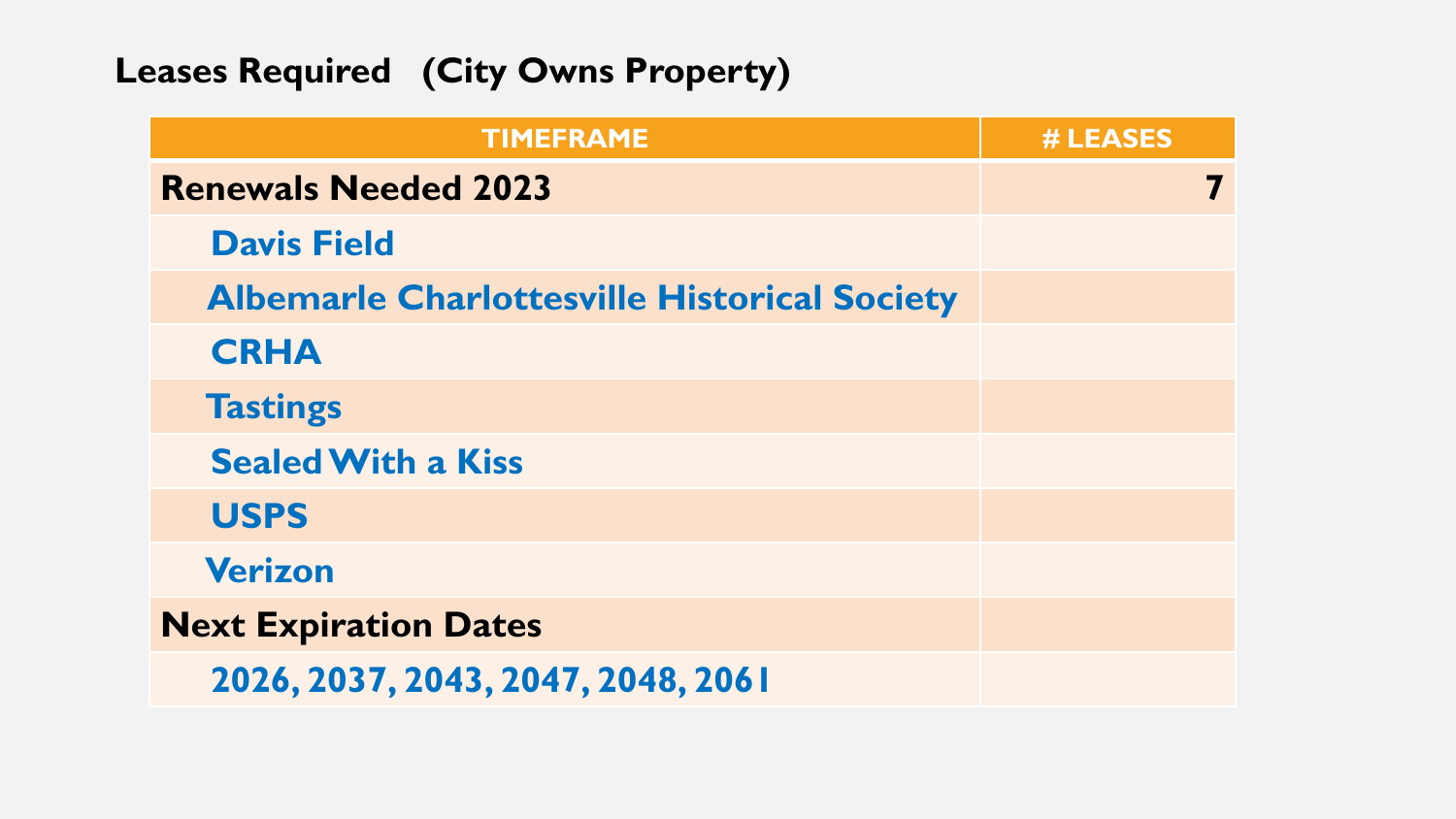## Leases Required (City Owns Property)

| TIMEFRAME | # LEASES |
| --- | --- |
| **Renewals Needed 2023** | **7** |
| Davis Field | |
| Albemarle Charlottesville Historical Society | |
| CRHA | |
| Tastings | |
| Sealed With a Kiss | |
| USPS | |
| Verizon | |
| **Next Expiration Dates** | |
| 2026, 2037, 2043, 2047, 2048, 2061 | |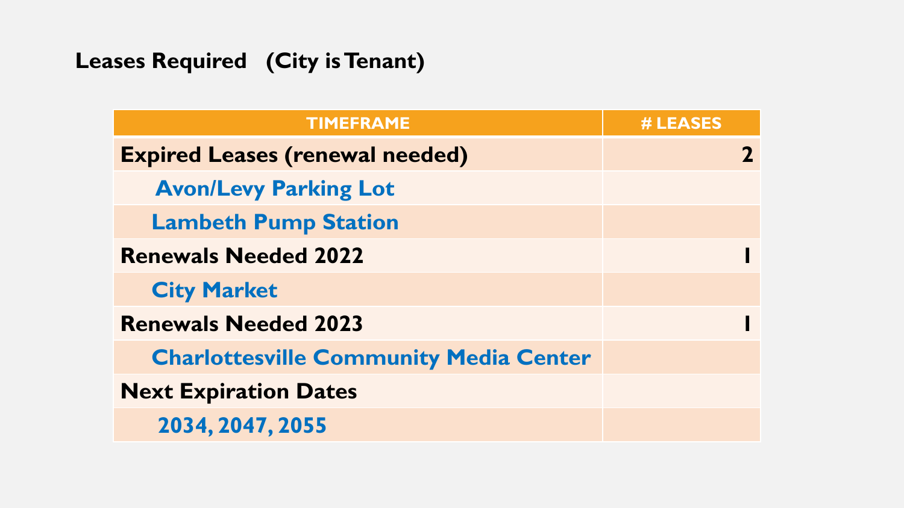## Leases Required (City is Tenant)

| TIMEFRAME | # LEASES |
|---|---|
| **Expired Leases (renewal needed)** | **2** |
| Avon/Levy Parking Lot | |
| Lambeth Pump Station | |
| **Renewals Needed 2022** | **1** |
| City Market | |
| **Renewals Needed 2023** | **1** |
| Charlottesville Community Media Center | |
| **Next Expiration Dates** | |
| 2034, 2047, 2055 | |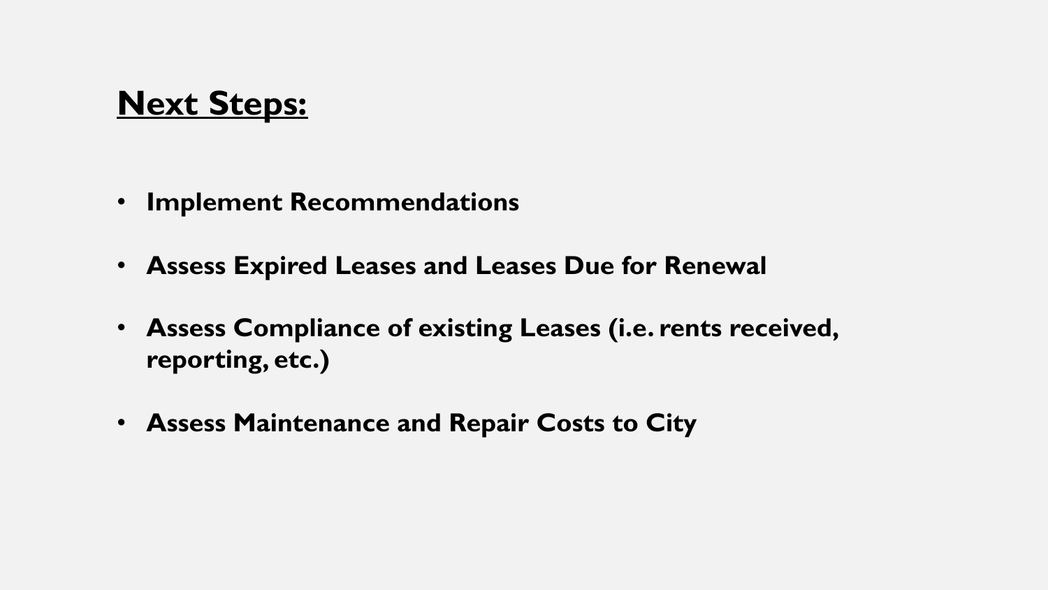## Next Steps:

- **Implement Recommendations**
- **Assess Expired Leases and Leases Due for Renewal**
- **Assess Compliance of existing Leases (i.e. rents received, reporting, etc.)**
- **Assess Maintenance and Repair Costs to City**